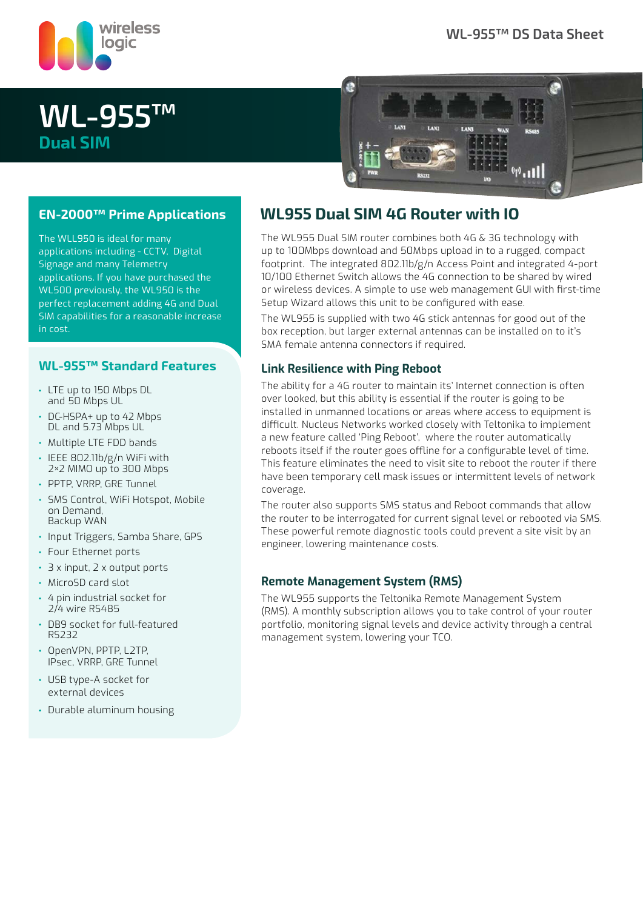wireless logic

WL-955™ DS Data Sheet

# WL-955™

## Dual SIM

## EN-2000™ Prime Applications

The WLL950 is ideal for many applications including - CCTV, Digital Signage and many Telemetry applications. If you have purchased the WL500 previously, the WL950 is the perfect replacement adding 4G and Dual SIM capabilities for a reasonable increase in cost.

## WL-955™ Standard Features

- LTE up to 150 Mbps DL and 50 Mbps UL
- DC-HSPA+ up to 42 Mbps DL and 5.73 Mbps UL
- Multiple LTE FDD bands
- IEEE 802.11b/g/n WiFi with 2×2 MIMO up to 300 Mbps
- PPTP, VRRP, GRE Tunnel
- SMS Control, WiFi Hotspot, Mobile on Demand, Backup WAN
- Input Triggers, Samba Share, GPS
- Four Ethernet ports
- 3 x input, 2 x output ports
- MicroSD card slot
- 4 pin industrial socket for 2/4 wire RS485
- DB9 socket for full-featured RS232
- OpenVPN, PPTP, L2TP, IPsec, VRRP, GRE Tunnel
- USB type-A socket for external devices
- Durable aluminum housing

## WL955 Dual SIM 4G Router with IO

The WL955 Dual SIM router combines both 4G & 3G technology with up to 100Mbps download and 50Mbps upload in to a rugged, compact footprint. The integrated 802.11b/g/n Access Point and integrated 4-port 10/100 Ethernet Switch allows the 4G connection to be shared by wired or wireless devices. A simple to use web management GUI with first-time Setup Wizard allows this unit to be configured with ease.

The WL955 is supplied with two 4G stick antennas for good out of the box reception, but larger external antennas can be installed on to it's SMA female antenna connectors if required.

### Link Resilience with Ping Reboot

The ability for a 4G router to maintain its' Internet connection is often over looked, but this ability is essential if the router is going to be installed in unmanned locations or areas where access to equipment is difficult. Nucleus Networks worked closely with Teltonika to implement a new feature called 'Ping Reboot', where the router automatically reboots itself if the router goes offline for a configurable level of time. This feature eliminates the need to visit site to reboot the router if there have been temporary cell mask issues or intermittent levels of network coverage.

The router also supports SMS status and Reboot commands that allow the router to be interrogated for current signal level or rebooted via SMS. These powerful remote diagnostic tools could prevent a site visit by an engineer, lowering maintenance costs.

### Remote Management System (RMS)

The WL955 supports the Teltonika Remote Management System (RMS). A monthly subscription allows you to take control of your router portfolio, monitoring signal levels and device activity through a central management system, lowering your TCO.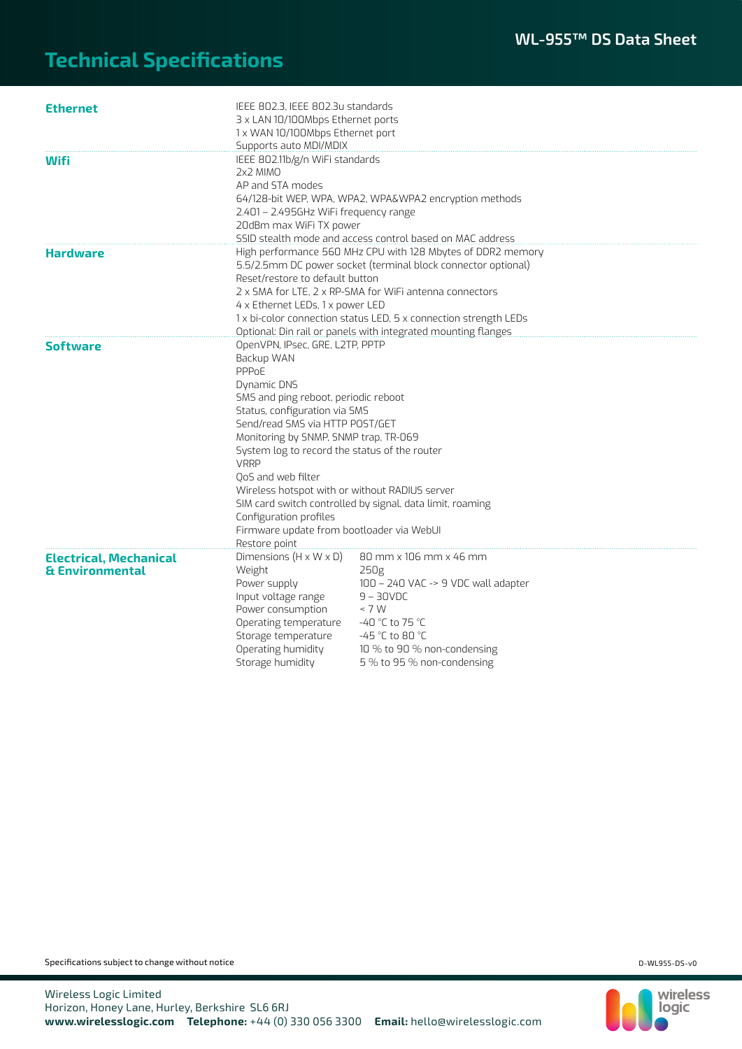# Technical Specifications

## Ethernet

IEEE 802.3, IEEE 802.3u standards
3 x LAN 10/100Mbps Ethernet ports
1 x WAN 10/100Mbps Ethernet port
Supports auto MDI/MDIX

## Wifi

IEEE 802.11b/g/n WiFi standards
2x2 MIMO
AP and STA modes
64/128-bit WEP, WPA, WPA2, WPA&WPA2 encryption methods
2.401 – 2.495GHz WiFi frequency range
20dBm max WiFi TX power
SSID stealth mode and access control based on MAC address

## Hardware

High performance 560 MHz CPU with 128 Mbytes of DDR2 memory
5.5/2.5mm DC power socket (terminal block connector optional)
Reset/restore to default button
2 x SMA for LTE, 2 x RP-SMA for WiFi antenna connectors
4 x Ethernet LEDs, 1 x power LED
1 x bi-color connection status LED, 5 x connection strength LEDs
Optional: Din rail or panels with integrated mounting flanges

## Software

OpenVPN, IPsec, GRE, L2TP, PPTP
Backup WAN
PPPoE
Dynamic DNS
SMS and ping reboot, periodic reboot
Status, configuration via SMS
Send/read SMS via HTTP POST/GET
Monitoring by SNMP, SNMP trap, TR-069
System log to record the status of the router
VRRP
QoS and web filter
Wireless hotspot with or without RADIUS server
SIM card switch controlled by signal, data limit, roaming
Configuration profiles
Firmware update from bootloader via WebUI
Restore point

## Electrical, Mechanical & Environmental

| | |
|---|---|
| Dimensions (H x W x D) | 80 mm x 106 mm x 46 mm |
| Weight | 250g |
| Power supply | 100 – 240 VAC -> 9 VDC wall adapter |
| Input voltage range | 9 – 30VDC |
| Power consumption | < 7 W |
| Operating temperature | -40 °C to 75 °C |
| Storage temperature | -45 °C to 80 °C |
| Operating humidity | 10 % to 90 % non-condensing |
| Storage humidity | 5 % to 95 % non-condensing |

Specifications subject to change without notice

D-WL955-DS-v0

Wireless Logic Limited
Horizon, Honey Lane, Hurley, Berkshire SL6 6RJ
**www.wirelesslogic.com** **Telephone:** +44 (0) 330 056 3300 **Email:** hello@wirelesslogic.com